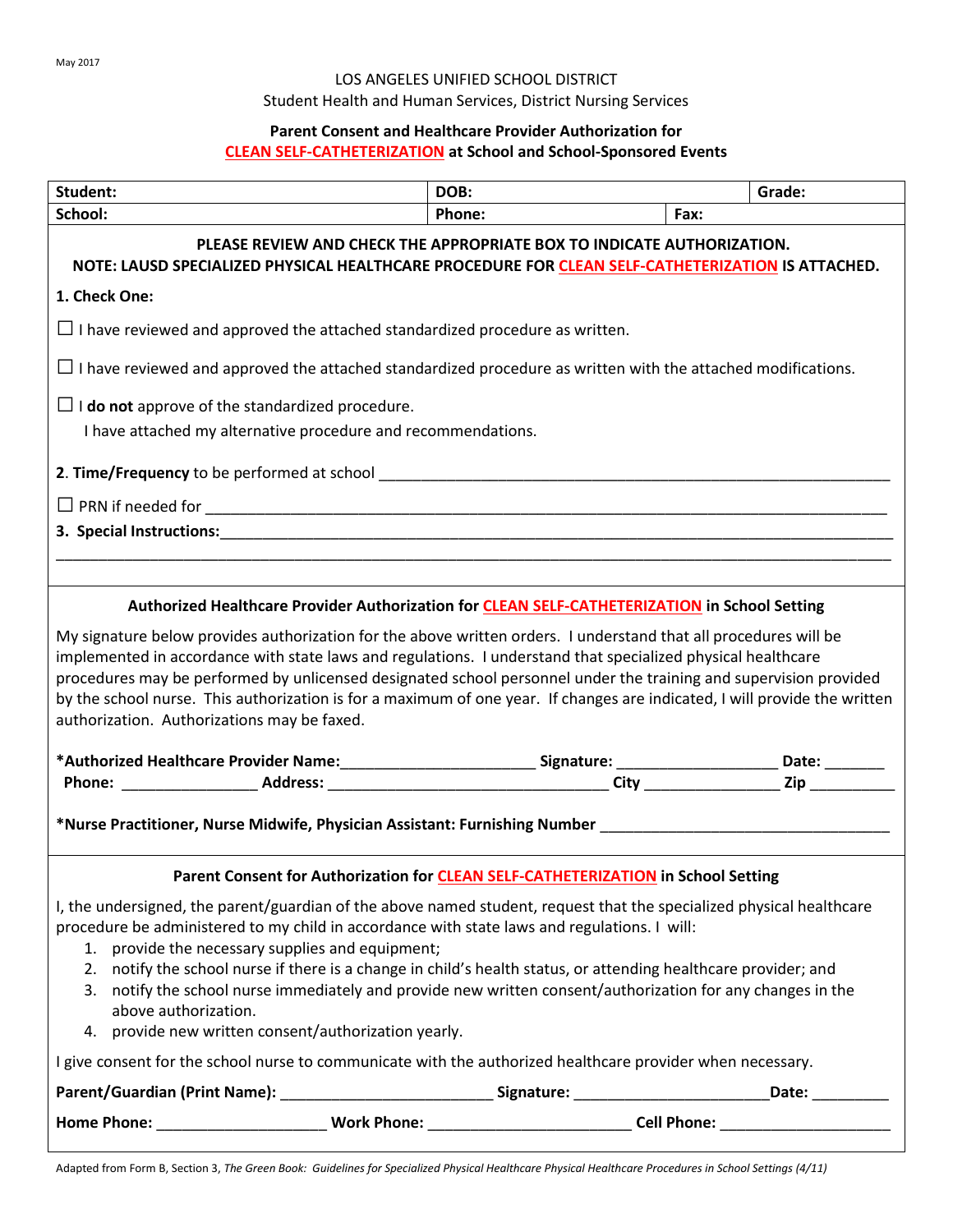May 2017

LOS ANGELES UNIFIED SCHOOL DISTRICT
Student Health and Human Services, District Nursing Services

**Parent Consent and Healthcare Provider Authorization for CLEAN SELF-CATHETERIZATION at School and School-Sponsored Events**

| **Student:** | **DOB:** | | **Grade:** |
|---|---|---|---|
| **School:** | **Phone:** | **Fax:** | |

**PLEASE REVIEW AND CHECK THE APPROPRIATE BOX TO INDICATE AUTHORIZATION.**
**NOTE: LAUSD SPECIALIZED PHYSICAL HEALTHCARE PROCEDURE FOR CLEAN SELF-CATHETERIZATION IS ATTACHED.**

**1. Check One:**

☐ I have reviewed and approved the attached standardized procedure as written.

☐ I have reviewed and approved the attached standardized procedure as written with the attached modifications.

☐ I **do not** approve of the standardized procedure.
I have attached my alternative procedure and recommendations.

**2. Time/Frequency** to be performed at school ____________________________________________________________

☐ PRN if needed for ______________________________________________________________________________

**3. Special Instructions:**______________________________________________________________________________

______________________________________________________________________________________________

**Authorized Healthcare Provider Authorization for CLEAN SELF-CATHETERIZATION in School Setting**

My signature below provides authorization for the above written orders. I understand that all procedures will be implemented in accordance with state laws and regulations. I understand that specialized physical healthcare procedures may be performed by unlicensed designated school personnel under the training and supervision provided by the school nurse. This authorization is for a maximum of one year. If changes are indicated, I will provide the written authorization. Authorizations may be faxed.

**\*Authorized Healthcare Provider Name:**_______________________ **Signature:** ___________________ **Date:** _______
**Phone:** ________________ **Address:** _________________________________ **City** ________________ **Zip** __________

**\*Nurse Practitioner, Nurse Midwife, Physician Assistant: Furnishing Number** __________________________________

**Parent Consent for Authorization for CLEAN SELF-CATHETERIZATION in School Setting**

I, the undersigned, the parent/guardian of the above named student, request that the specialized physical healthcare procedure be administered to my child in accordance with state laws and regulations. I will:

1. provide the necessary supplies and equipment;
2. notify the school nurse if there is a change in child's health status, or attending healthcare provider; and
3. notify the school nurse immediately and provide new written consent/authorization for any changes in the above authorization.
4. provide new written consent/authorization yearly.

I give consent for the school nurse to communicate with the authorized healthcare provider when necessary.

**Parent/Guardian (Print Name):** ________________________ **Signature:** ______________________**Date:** _________

**Home Phone:** ____________________ **Work Phone:** _______________________ **Cell Phone:** ____________________

Adapted from Form B, Section 3, *The Green Book: Guidelines for Specialized Physical Healthcare Physical Healthcare Procedures in School Settings (4/11)*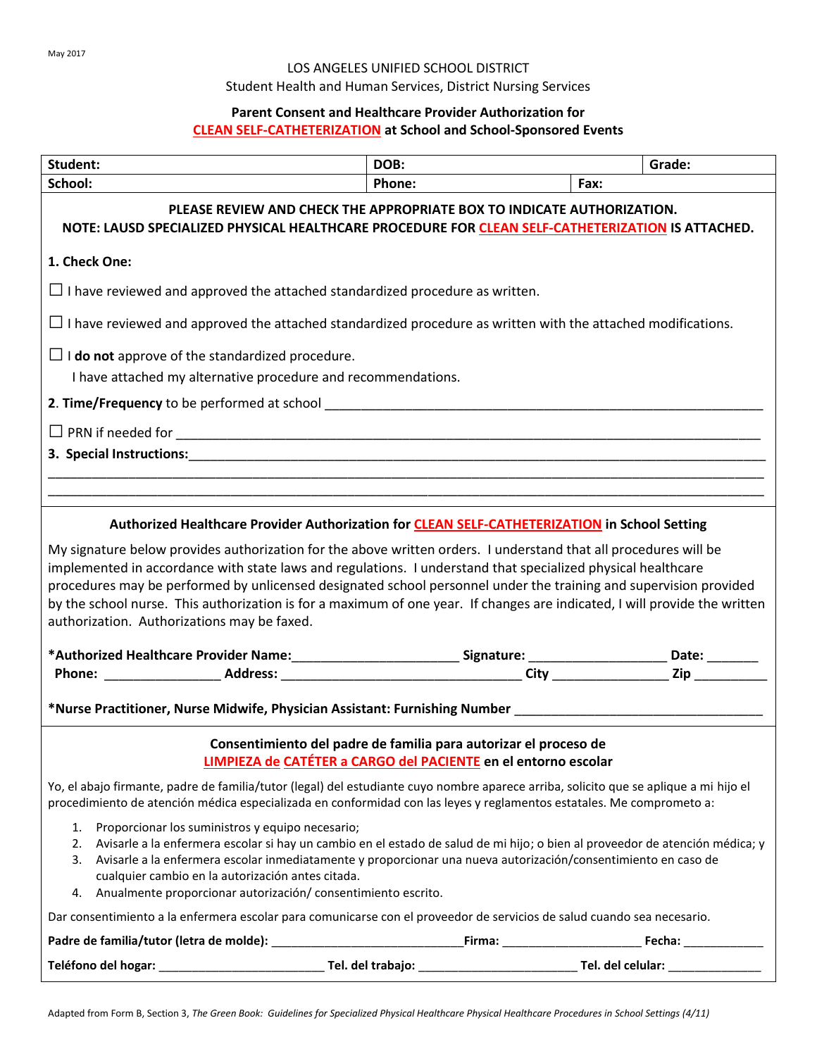May 2017

LOS ANGELES UNIFIED SCHOOL DISTRICT
Student Health and Human Services, District Nursing Services

**Parent Consent and Healthcare Provider Authorization for**
**CLEAN SELF-CATHETERIZATION at School and School-Sponsored Events**

| Student: | DOB: | | Grade: |
|---|---|---|---|
| School: | Phone: | Fax: | |

**PLEASE REVIEW AND CHECK THE APPROPRIATE BOX TO INDICATE AUTHORIZATION.**
**NOTE: LAUSD SPECIALIZED PHYSICAL HEALTHCARE PROCEDURE FOR CLEAN SELF-CATHETERIZATION IS ATTACHED.**

**1. Check One:**

☐ I have reviewed and approved the attached standardized procedure as written.

☐ I have reviewed and approved the attached standardized procedure as written with the attached modifications.

☐ I **do not** approve of the standardized procedure.
I have attached my alternative procedure and recommendations.

**2. Time/Frequency** to be performed at school ___________________________________________

☐ PRN if needed for ___________________________________________

**3. Special Instructions:**___________________________________________

___________________________________________

___________________________________________

**Authorized Healthcare Provider Authorization for CLEAN SELF-CATHETERIZATION in School Setting**

My signature below provides authorization for the above written orders. I understand that all procedures will be implemented in accordance with state laws and regulations. I understand that specialized physical healthcare procedures may be performed by unlicensed designated school personnel under the training and supervision provided by the school nurse. This authorization is for a maximum of one year. If changes are indicated, I will provide the written authorization. Authorizations may be faxed.

**\*Authorized Healthcare Provider Name:**_______________________ **Signature:** ___________________ **Date:** _______
**Phone:** ________________ **Address:** _________________________________ **City** ________________ **Zip** __________

**\*Nurse Practitioner, Nurse Midwife, Physician Assistant: Furnishing Number** _________________________________

**Consentimiento del padre de familia para autorizar el proceso de**
**LIMPIEZA de CATÉTER a CARGO del PACIENTE en el entorno escolar**

Yo, el abajo firmante, padre de familia/tutor (legal) del estudiante cuyo nombre aparece arriba, solicito que se aplique a mi hijo el procedimiento de atención médica especializada en conformidad con las leyes y reglamentos estatales. Me comprometo a:

1. Proporcionar los suministros y equipo necesario;
2. Avisarle a la enfermera escolar si hay un cambio en el estado de salud de mi hijo; o bien al proveedor de atención médica; y
3. Avisarle a la enfermera escolar inmediatamente y proporcionar una nueva autorización/consentimiento en caso de cualquier cambio en la autorización antes citada.
4. Anualmente proporcionar autorización/ consentimiento escrito.

Dar consentimiento a la enfermera escolar para comunicarse con el proveedor de servicios de salud cuando sea necesario.

**Padre de familia/tutor (letra de molde):** ____________________________**Firma:** _____________________ **Fecha:** ____________

**Teléfono del hogar:** ________________________ **Tel. del trabajo:** ________________________ **Tel. del celular:** ______________

Adapted from Form B, Section 3, *The Green Book: Guidelines for Specialized Physical Healthcare Physical Healthcare Procedures in School Settings (4/11)*